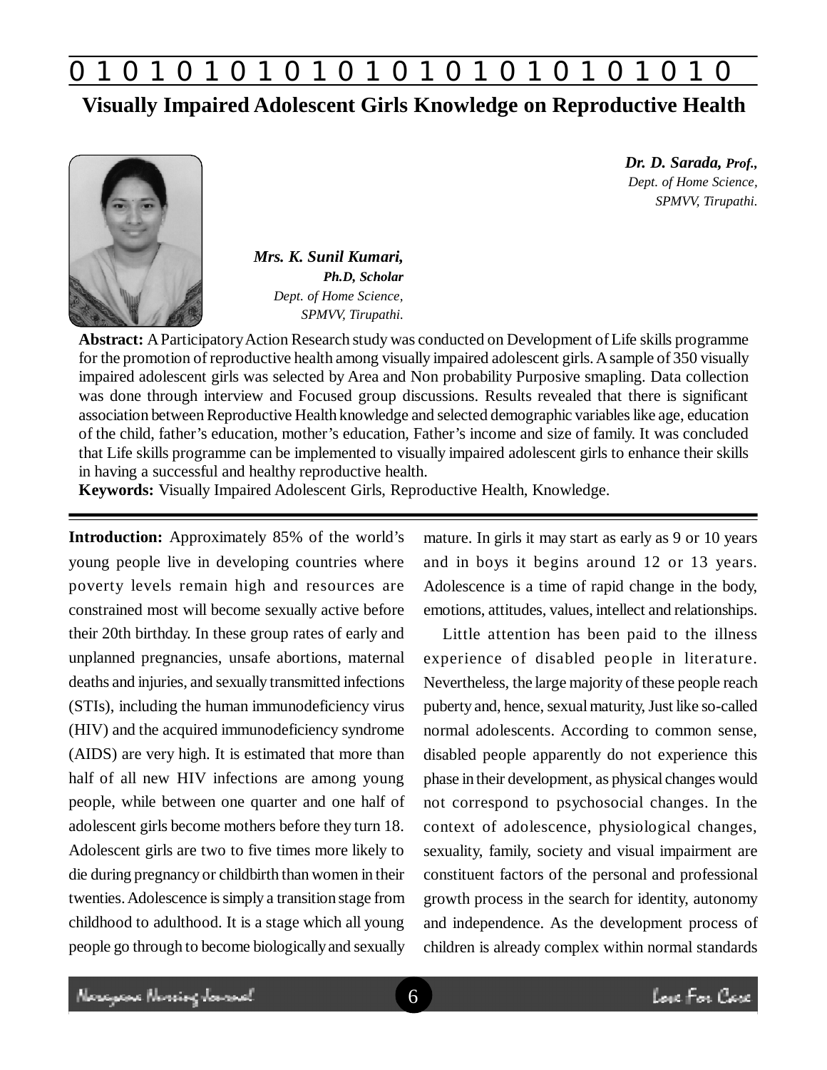# Visually Impaired Adolescent Girls Knowledge on Reproductive Health

***Dr. D. Sarada, Prof.,***
*Dept. of Home Science,*
*SPMVV, Tirupathi.*

***Mrs. K. Sunil Kumari,***
***Ph.D, Scholar***
*Dept. of Home Science,*
*SPMVV, Tirupathi.*

**Abstract:** A Participatory Action Research study was conducted on Development of Life skills programme for the promotion of reproductive health among visually impaired adolescent girls. A sample of 350 visually impaired adolescent girls was selected by Area and Non probability Purposive smapling. Data collection was done through interview and Focused group discussions. Results revealed that there is significant association between Reproductive Health knowledge and selected demographic variables like age, education of the child, father's education, mother's education, Father's income and size of family. It was concluded that Life skills programme can be implemented to visually impaired adolescent girls to enhance their skills in having a successful and healthy reproductive health.

**Keywords:** Visually Impaired Adolescent Girls, Reproductive Health, Knowledge.

**Introduction:** Approximately 85% of the world's young people live in developing countries where poverty levels remain high and resources are constrained most will become sexually active before their 20th birthday. In these group rates of early and unplanned pregnancies, unsafe abortions, maternal deaths and injuries, and sexually transmitted infections (STIs), including the human immunodeficiency virus (HIV) and the acquired immunodeficiency syndrome (AIDS) are very high. It is estimated that more than half of all new HIV infections are among young people, while between one quarter and one half of adolescent girls become mothers before they turn 18. Adolescent girls are two to five times more likely to die during pregnancy or childbirth than women in their twenties. Adolescence is simply a transition stage from childhood to adulthood. It is a stage which all young people go through to become biologically and sexually mature. In girls it may start as early as 9 or 10 years and in boys it begins around 12 or 13 years. Adolescence is a time of rapid change in the body, emotions, attitudes, values, intellect and relationships.

Little attention has been paid to the illness experience of disabled people in literature. Nevertheless, the large majority of these people reach puberty and, hence, sexual maturity, Just like so-called normal adolescents. According to common sense, disabled people apparently do not experience this phase in their development, as physical changes would not correspond to psychosocial changes. In the context of adolescence, physiological changes, sexuality, family, society and visual impairment are constituent factors of the personal and professional growth process in the search for identity, autonomy and independence. As the development process of children is already complex within normal standards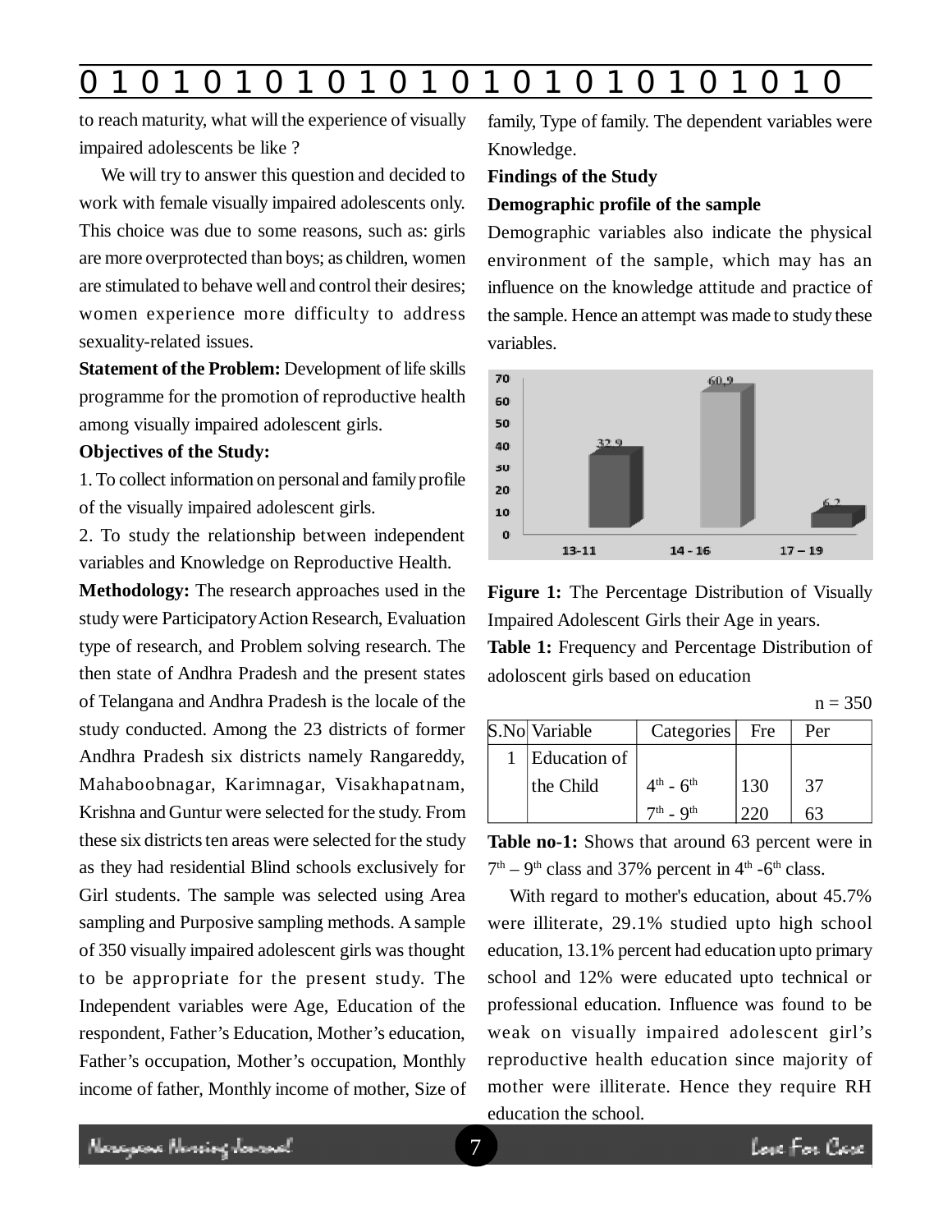to reach maturity, what will the experience of visually impaired adolescents be like ?

We will try to answer this question and decided to work with female visually impaired adolescents only. This choice was due to some reasons, such as: girls are more overprotected than boys; as children, women are stimulated to behave well and control their desires; women experience more difficulty to address sexuality-related issues.

**Statement of the Problem:** Development of life skills programme for the promotion of reproductive health among visually impaired adolescent girls.

**Objectives of the Study:**

1. To collect information on personal and family profile of the visually impaired adolescent girls.

2. To study the relationship between independent variables and Knowledge on Reproductive Health.

**Methodology:** The research approaches used in the study were Participatory Action Research, Evaluation type of research, and Problem solving research. The then state of Andhra Pradesh and the present states of Telangana and Andhra Pradesh is the locale of the study conducted. Among the 23 districts of former Andhra Pradesh six districts namely Rangareddy, Mahaboobnagar, Karimnagar, Visakhapatnam, Krishna and Guntur were selected for the study. From these six districts ten areas were selected for the study as they had residential Blind schools exclusively for Girl students. The sample was selected using Area sampling and Purposive sampling methods. A sample of 350 visually impaired adolescent girls was thought to be appropriate for the present study. The Independent variables were Age, Education of the respondent, Father's Education, Mother's education, Father's occupation, Mother's occupation, Monthly income of father, Monthly income of mother, Size of family, Type of family. The dependent variables were Knowledge.

**Findings of the Study**

**Demographic profile of the sample**

Demographic variables also indicate the physical environment of the sample, which may has an influence on the knowledge attitude and practice of the sample. Hence an attempt was made to study these variables.

| Age (years) | Percentage |
|---|---|
| 13-11 | 32.9 |
| 14 - 16 | 60.9 |
| 17 – 19 | 6.2 |

**Figure 1:** The Percentage Distribution of Visually Impaired Adolescent Girls their Age in years.

**Table 1:** Frequency and Percentage Distribution of adoloscent girls based on education

n = 350

| S.No | Variable | Categories | Fre | Per |
|---|---|---|---|---|
| 1 | Education of the Child | $4^{th}$ - $6^{th}$ | 130 | 37 |
| | | $7^{th}$ - $9^{th}$ | 220 | 63 |

**Table no-1:** Shows that around 63 percent were in $7^{th}$ – $9^{th}$ class and 37% percent in $4^{th}$ -$6^{th}$ class.

With regard to mother's education, about 45.7% were illiterate, 29.1% studied upto high school education, 13.1% percent had education upto primary school and 12% were educated upto technical or professional education. Influence was found to be weak on visually impaired adolescent girl's reproductive health education since majority of mother were illiterate. Hence they require RH education the school.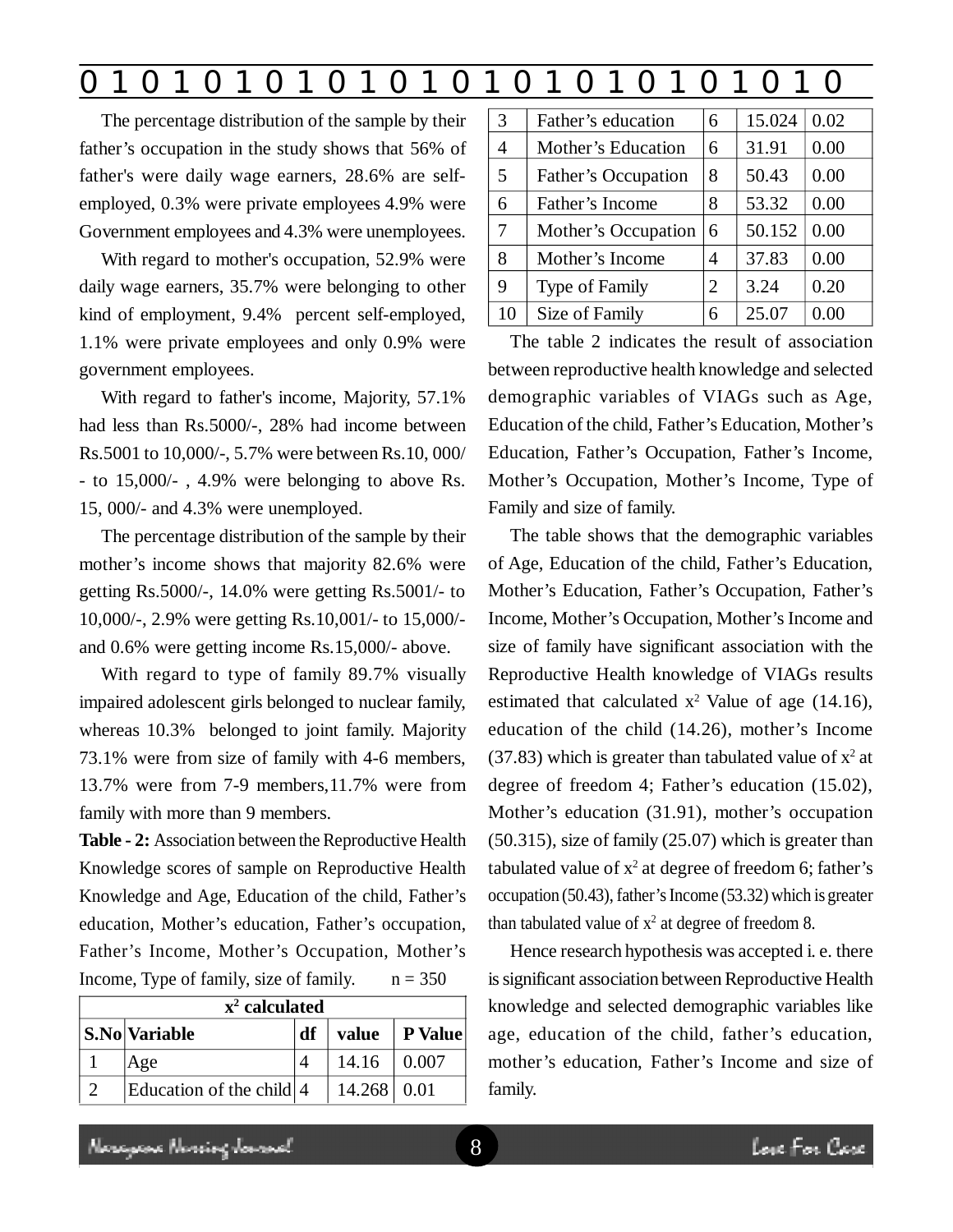The percentage distribution of the sample by their father's occupation in the study shows that 56% of father's were daily wage earners, 28.6% are self-employed, 0.3% were private employees 4.9% were Government employees and 4.3% were unemployees.

With regard to mother's occupation, 52.9% were daily wage earners, 35.7% were belonging to other kind of employment, 9.4% percent self-employed, 1.1% were private employees and only 0.9% were government employees.

With regard to father's income, Majority, 57.1% had less than Rs.5000/-, 28% had income between Rs.5001 to 10,000/-, 5.7% were between Rs.10, 000/- to 15,000/- , 4.9% were belonging to above Rs. 15, 000/- and 4.3% were unemployed.

The percentage distribution of the sample by their mother's income shows that majority 82.6% were getting Rs.5000/-, 14.0% were getting Rs.5001/- to 10,000/-, 2.9% were getting Rs.10,001/- to 15,000/- and 0.6% were getting income Rs.15,000/- above.

With regard to type of family 89.7% visually impaired adolescent girls belonged to nuclear family, whereas 10.3% belonged to joint family. Majority 73.1% were from size of family with 4-6 members, 13.7% were from 7-9 members,11.7% were from family with more than 9 members.

**Table - 2:** Association between the Reproductive Health Knowledge scores of sample on Reproductive Health Knowledge and Age, Education of the child, Father's education, Mother's education, Father's occupation, Father's Income, Mother's Occupation, Mother's Income, Type of family, size of family. n = 350

| | | $x^2$ calculated | | |
|---|---|---|---|---|
| **S.No** | **Variable** | **df** | **value** | **P Value** |
| 1 | Age | 4 | 14.16 | 0.007 |
| 2 | Education of the child | 4 | 14.268 | 0.01 |
| 3 | Father's education | 6 | 15.024 | 0.02 |
| 4 | Mother's Education | 6 | 31.91 | 0.00 |
| 5 | Father's Occupation | 8 | 50.43 | 0.00 |
| 6 | Father's Income | 8 | 53.32 | 0.00 |
| 7 | Mother's Occupation | 6 | 50.152 | 0.00 |
| 8 | Mother's Income | 4 | 37.83 | 0.00 |
| 9 | Type of Family | 2 | 3.24 | 0.20 |
| 10 | Size of Family | 6 | 25.07 | 0.00 |

The table 2 indicates the result of association between reproductive health knowledge and selected demographic variables of VIAGs such as Age, Education of the child, Father's Education, Mother's Education, Father's Occupation, Father's Income, Mother's Occupation, Mother's Income, Type of Family and size of family.

The table shows that the demographic variables of Age, Education of the child, Father's Education, Mother's Education, Father's Occupation, Father's Income, Mother's Occupation, Mother's Income and size of family have significant association with the Reproductive Health knowledge of VIAGs results estimated that calculated $x^2$ Value of age (14.16), education of the child (14.26), mother's Income (37.83) which is greater than tabulated value of $x^2$ at degree of freedom 4; Father's education (15.02), Mother's education (31.91), mother's occupation (50.315), size of family (25.07) which is greater than tabulated value of $x^2$ at degree of freedom 6; father's occupation (50.43), father's Income (53.32) which is greater than tabulated value of $x^2$ at degree of freedom 8.

Hence research hypothesis was accepted i. e. there is significant association between Reproductive Health knowledge and selected demographic variables like age, education of the child, father's education, mother's education, Father's Income and size of family.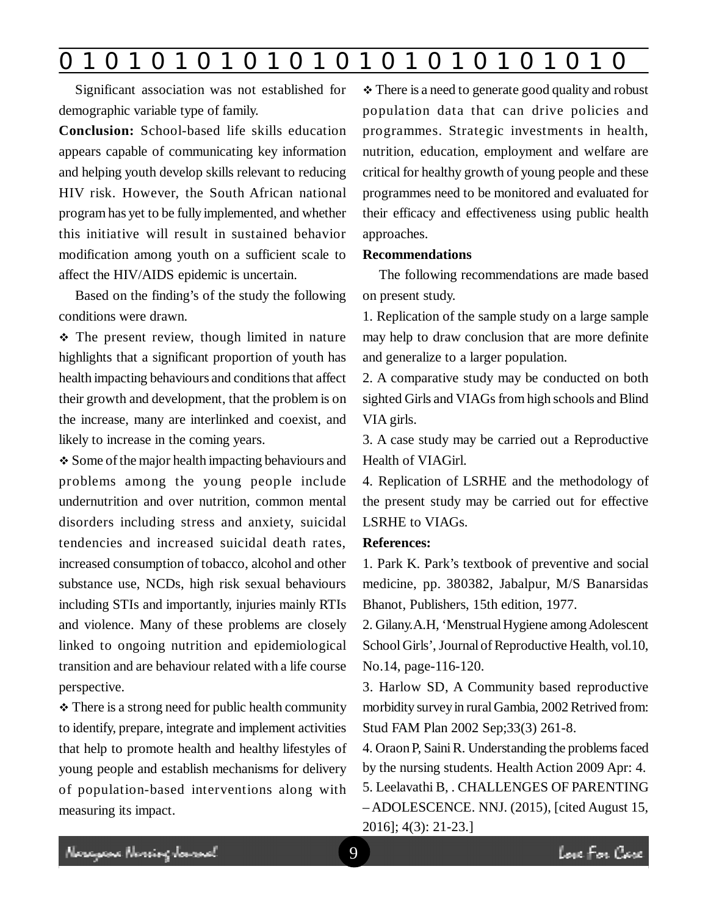Significant association was not established for demographic variable type of family.

**Conclusion:** School-based life skills education appears capable of communicating key information and helping youth develop skills relevant to reducing HIV risk. However, the South African national program has yet to be fully implemented, and whether this initiative will result in sustained behavior modification among youth on a sufficient scale to affect the HIV/AIDS epidemic is uncertain.

Based on the finding's of the study the following conditions were drawn.

- ❖ The present review, though limited in nature highlights that a significant proportion of youth has health impacting behaviours and conditions that affect their growth and development, that the problem is on the increase, many are interlinked and coexist, and likely to increase in the coming years.
- ❖ Some of the major health impacting behaviours and problems among the young people include undernutrition and over nutrition, common mental disorders including stress and anxiety, suicidal tendencies and increased suicidal death rates, increased consumption of tobacco, alcohol and other substance use, NCDs, high risk sexual behaviours including STIs and importantly, injuries mainly RTIs and violence. Many of these problems are closely linked to ongoing nutrition and epidemiological transition and are behaviour related with a life course perspective.
- ❖ There is a strong need for public health community to identify, prepare, integrate and implement activities that help to promote health and healthy lifestyles of young people and establish mechanisms for delivery of population-based interventions along with measuring its impact.
- ❖ There is a need to generate good quality and robust population data that can drive policies and programmes. Strategic investments in health, nutrition, education, employment and welfare are critical for healthy growth of young people and these programmes need to be monitored and evaluated for their efficacy and effectiveness using public health approaches.

**Recommendations**

The following recommendations are made based on present study.

1. Replication of the sample study on a large sample may help to draw conclusion that are more definite and generalize to a larger population.
2. A comparative study may be conducted on both sighted Girls and VIAGs from high schools and Blind VIA girls.
3. A case study may be carried out a Reproductive Health of VIAGirl.
4. Replication of LSRHE and the methodology of the present study may be carried out for effective LSRHE to VIAGs.

**References:**

1. Park K. Park's textbook of preventive and social medicine, pp. 380382, Jabalpur, M/S Banarsidas Bhanot, Publishers, 15th edition, 1977.
2. Gilany.A.H, 'Menstrual Hygiene among Adolescent School Girls', Journal of Reproductive Health, vol.10, No.14, page-116-120.
3. Harlow SD, A Community based reproductive morbidity survey in rural Gambia, 2002 Retrived from: Stud FAM Plan 2002 Sep;33(3) 261-8.
4. Oraon P, Saini R. Understanding the problems faced by the nursing students. Health Action 2009 Apr: 4.
5. Leelavathi B, . CHALLENGES OF PARENTING – ADOLESCENCE. NNJ. (2015), [cited August 15, 2016]; 4(3): 21-23.]